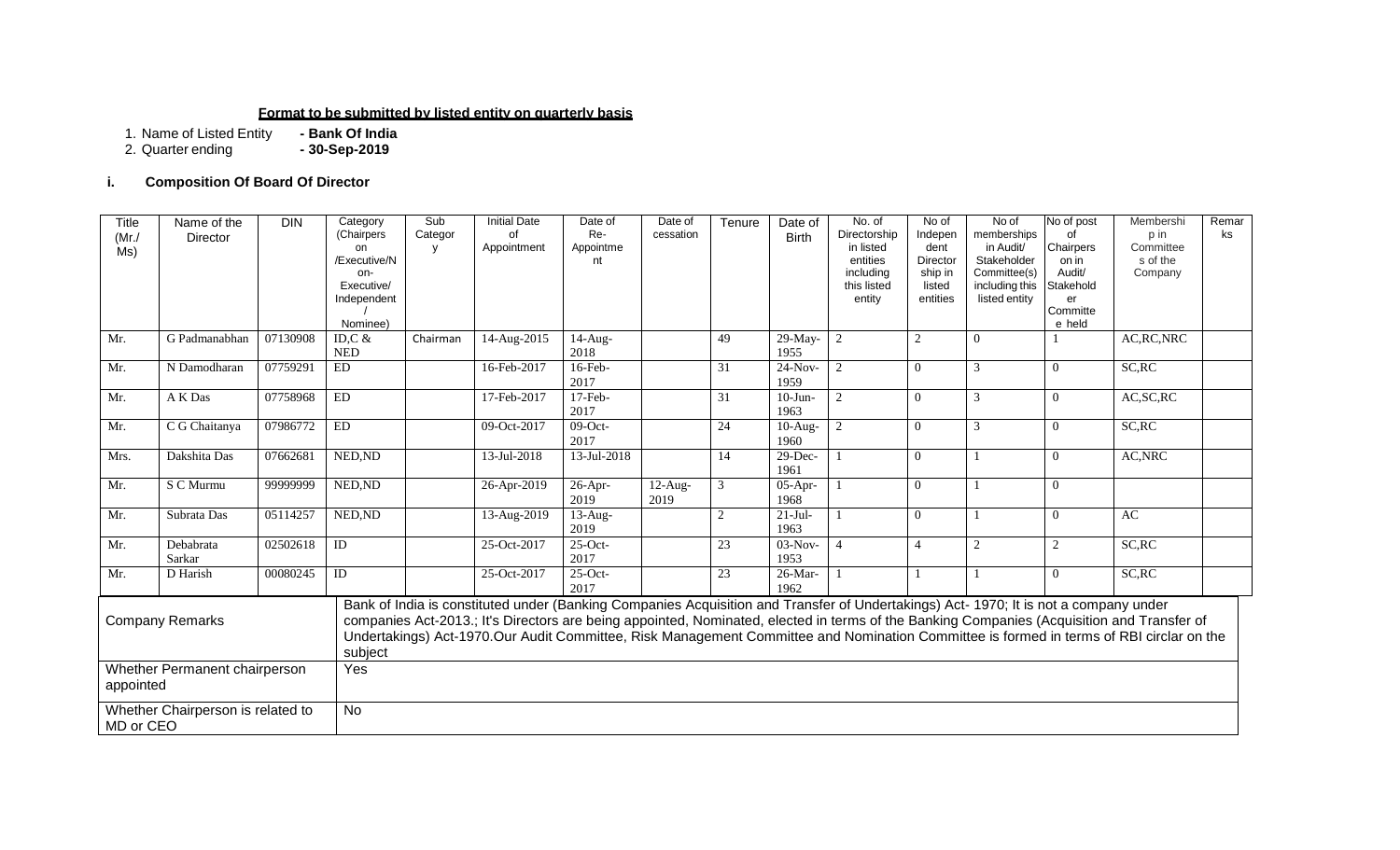**Format to be submitted by listed entity on quarterly basis**

1. Name of Listed Entity **- Bank Of India**
2. Quarter ending **- 30-Sep-2019**

### i. Composition Of Board Of Director

| Title (Mr./ Ms) | Name of the Director | DIN | Category (Chairperson /Executive/Non-Executive/ Independent / Nominee) | Sub Category | Initial Date of Appointment | Date of Re-Appointment | Date of cessation | Tenure | Date of Birth | No. of Directorship in listed entities including this listed entity | No of Independent Directorship in listed entities | No of memberships in Audit/ Stakeholder Committee(s) including this listed entity | No of post of Chairpers on in Audit/ Stakeholder Committee held | Membership in Committees of the Company | Remarks |
|---|---|---|---|---|---|---|---|---|---|---|---|---|---|---|---|
| Mr. | G Padmanabhan | 07130908 | ID,C & NED | Chairman | 14-Aug-2015 | 14-Aug-2018 | | 49 | 29-May-1955 | 2 | 2 | 0 | 1 | AC,RC,NRC | |
| Mr. | N Damodharan | 07759291 | ED | | 16-Feb-2017 | 16-Feb-2017 | | 31 | 24-Nov-1959 | 2 | 0 | 3 | 0 | SC,RC | |
| Mr. | A K Das | 07758968 | ED | | 17-Feb-2017 | 17-Feb-2017 | | 31 | 10-Jun-1963 | 2 | 0 | 3 | 0 | AC,SC,RC | |
| Mr. | C G Chaitanya | 07986772 | ED | | 09-Oct-2017 | 09-Oct-2017 | | 24 | 10-Aug-1960 | 2 | 0 | 3 | 0 | SC,RC | |
| Mrs. | Dakshita Das | 07662681 | NED,ND | | 13-Jul-2018 | 13-Jul-2018 | | 14 | 29-Dec-1961 | 1 | 0 | 1 | 0 | AC,NRC | |
| Mr. | S C Murmu | 99999999 | NED,ND | | 26-Apr-2019 | 26-Apr-2019 | 12-Aug-2019 | 3 | 05-Apr-1968 | 1 | 0 | 1 | 0 | | |
| Mr. | Subrata Das | 05114257 | NED,ND | | 13-Aug-2019 | 13-Aug-2019 | | 2 | 21-Jul-1963 | 1 | 0 | 1 | 0 | AC | |
| Mr. | Debabrata Sarkar | 02502618 | ID | | 25-Oct-2017 | 25-Oct-2017 | | 23 | 03-Nov-1953 | 4 | 4 | 2 | 2 | SC,RC | |
| Mr. | D Harish | 00080245 | ID | | 25-Oct-2017 | 25-Oct-2017 | | 23 | 26-Mar-1962 | 1 | 1 | 1 | 0 | SC,RC | |

| | |
|---|---|
| Company Remarks | Bank of India is constituted under (Banking Companies Acquisition and Transfer of Undertakings) Act- 1970; It is not a company under companies Act-2013.; It's Directors are being appointed, Nominated, elected in terms of the Banking Companies (Acquisition and Transfer of Undertakings) Act-1970.Our Audit Committee, Risk Management Committee and Nomination Committee is formed in terms of RBI circlar on the subject |
| Whether Permanent chairperson appointed | Yes |
| Whether Chairperson is related to MD or CEO | No |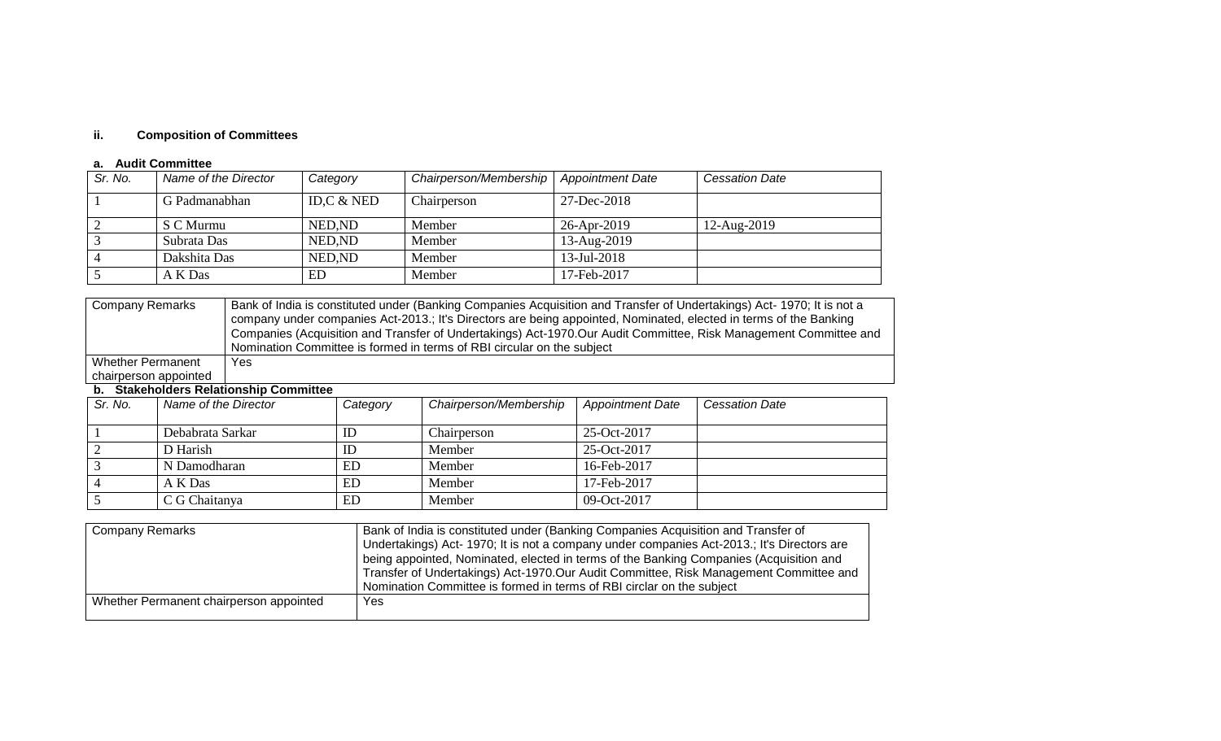### ii. Composition of Committees

#### a. Audit Committee

| Sr. No. | Name of the Director | Category | Chairperson/Membership | Appointment Date | Cessation Date |
|---|---|---|---|---|---|
| 1 | G Padmanabhan | ID,C & NED | Chairperson | 27-Dec-2018 | |
| 2 | S C Murmu | NED,ND | Member | 26-Apr-2019 | 12-Aug-2019 |
| 3 | Subrata Das | NED,ND | Member | 13-Aug-2019 | |
| 4 | Dakshita Das | NED,ND | Member | 13-Jul-2018 | |
| 5 | A K Das | ED | Member | 17-Feb-2017 | |

| | |
|---|---|
| Company Remarks | Bank of India is constituted under (Banking Companies Acquisition and Transfer of Undertakings) Act- 1970; It is not a company under companies Act-2013.; It's Directors are being appointed, Nominated, elected in terms of the Banking Companies (Acquisition and Transfer of Undertakings) Act-1970.Our Audit Committee, Risk Management Committee and Nomination Committee is formed in terms of RBI circular on the subject |
| Whether Permanent chairperson appointed | Yes |

#### b. Stakeholders Relationship Committee

| Sr. No. | Name of the Director | Category | Chairperson/Membership | Appointment Date | Cessation Date |
|---|---|---|---|---|---|
| 1 | Debabrata Sarkar | ID | Chairperson | 25-Oct-2017 | |
| 2 | D Harish | ID | Member | 25-Oct-2017 | |
| 3 | N Damodharan | ED | Member | 16-Feb-2017 | |
| 4 | A K Das | ED | Member | 17-Feb-2017 | |
| 5 | C G Chaitanya | ED | Member | 09-Oct-2017 | |

| | |
|---|---|
| Company Remarks | Bank of India is constituted under (Banking Companies Acquisition and Transfer of Undertakings) Act- 1970; It is not a company under companies Act-2013.; It's Directors are being appointed, Nominated, elected in terms of the Banking Companies (Acquisition and Transfer of Undertakings) Act-1970.Our Audit Committee, Risk Management Committee and Nomination Committee is formed in terms of RBI circlar on the subject |
| Whether Permanent chairperson appointed | Yes |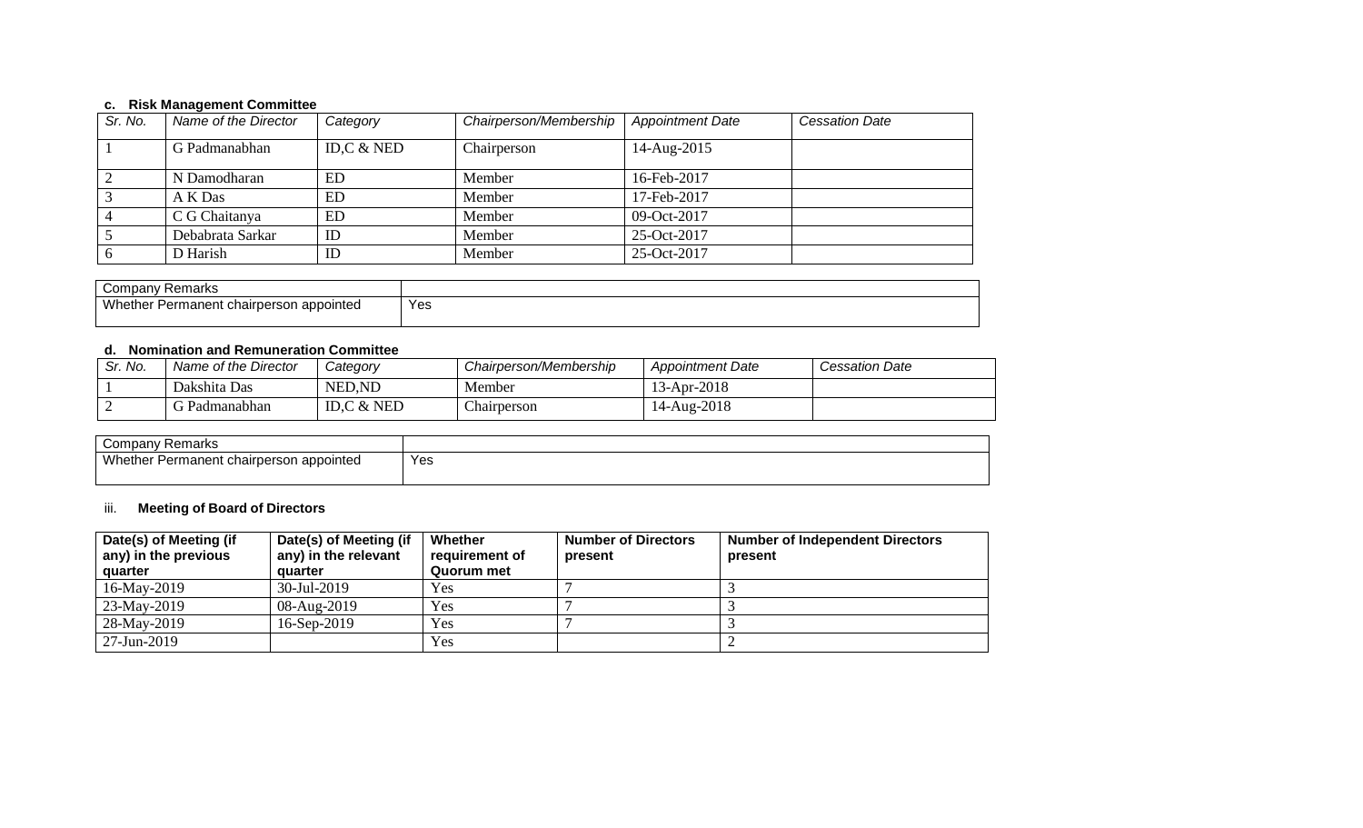### c. Risk Management Committee

| *Sr. No.* | *Name of the Director* | *Category* | *Chairperson/Membership* | *Appointment Date* | *Cessation Date* |
|---|---|---|---|---|---|
| 1 | G Padmanabhan | ID,C & NED | Chairperson | 14-Aug-2015 | |
| 2 | N Damodharan | ED | Member | 16-Feb-2017 | |
| 3 | A K Das | ED | Member | 17-Feb-2017 | |
| 4 | C G Chaitanya | ED | Member | 09-Oct-2017 | |
| 5 | Debabrata Sarkar | ID | Member | 25-Oct-2017 | |
| 6 | D Harish | ID | Member | 25-Oct-2017 | |

| Company Remarks | |
|---|---|
| Whether Permanent chairperson appointed | Yes |

### d. Nomination and Remuneration Committee

| *Sr. No.* | *Name of the Director* | *Category* | *Chairperson/Membership* | *Appointment Date* | *Cessation Date* |
|---|---|---|---|---|---|
| 1 | Dakshita Das | NED,ND | Member | 13-Apr-2018 | |
| 2 | G Padmanabhan | ID,C & NED | Chairperson | 14-Aug-2018 | |

| Company Remarks | |
|---|---|
| Whether Permanent chairperson appointed | Yes |

### iii. Meeting of Board of Directors

| Date(s) of Meeting (if any) in the previous quarter | Date(s) of Meeting (if any) in the relevant quarter | Whether requirement of Quorum met | Number of Directors present | Number of Independent Directors present |
|---|---|---|---|---|
| 16-May-2019 | 30-Jul-2019 | Yes | 7 | 3 |
| 23-May-2019 | 08-Aug-2019 | Yes | 7 | 3 |
| 28-May-2019 | 16-Sep-2019 | Yes | 7 | 3 |
| 27-Jun-2019 | | Yes | | 2 |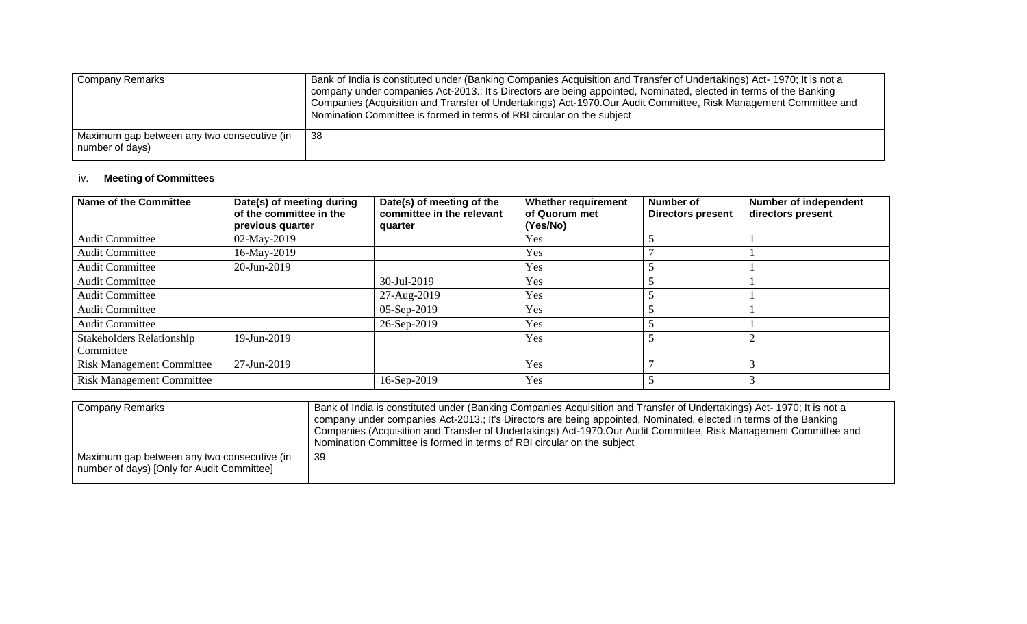| Company Remarks | Bank of India is constituted under (Banking Companies Acquisition and Transfer of Undertakings) Act- 1970; It is not a company under companies Act-2013.; It's Directors are being appointed, Nominated, elected in terms of the Banking Companies (Acquisition and Transfer of Undertakings) Act-1970.Our Audit Committee, Risk Management Committee and Nomination Committee is formed in terms of RBI circular on the subject |
|---|---|
| Maximum gap between any two consecutive (in number of days) | 38 |

iv. **Meeting of Committees**

| Name of the Committee | Date(s) of meeting during of the committee in the previous quarter | Date(s) of meeting of the committee in the relevant quarter | Whether requirement of Quorum met (Yes/No) | Number of Directors present | Number of independent directors present |
|---|---|---|---|---|---|
| Audit Committee | 02-May-2019 | | Yes | 5 | 1 |
| Audit Committee | 16-May-2019 | | Yes | 7 | 1 |
| Audit Committee | 20-Jun-2019 | | Yes | 5 | 1 |
| Audit Committee | | 30-Jul-2019 | Yes | 5 | 1 |
| Audit Committee | | 27-Aug-2019 | Yes | 5 | 1 |
| Audit Committee | | 05-Sep-2019 | Yes | 5 | 1 |
| Audit Committee | | 26-Sep-2019 | Yes | 5 | 1 |
| Stakeholders Relationship Committee | 19-Jun-2019 | | Yes | 5 | 2 |
| Risk Management Committee | 27-Jun-2019 | | Yes | 7 | 3 |
| Risk Management Committee | | 16-Sep-2019 | Yes | 5 | 3 |

| Company Remarks | Bank of India is constituted under (Banking Companies Acquisition and Transfer of Undertakings) Act- 1970; It is not a company under companies Act-2013.; It's Directors are being appointed, Nominated, elected in terms of the Banking Companies (Acquisition and Transfer of Undertakings) Act-1970.Our Audit Committee, Risk Management Committee and Nomination Committee is formed in terms of RBI circular on the subject |
|---|---|
| Maximum gap between any two consecutive (in number of days) [Only for Audit Committee] | 39 |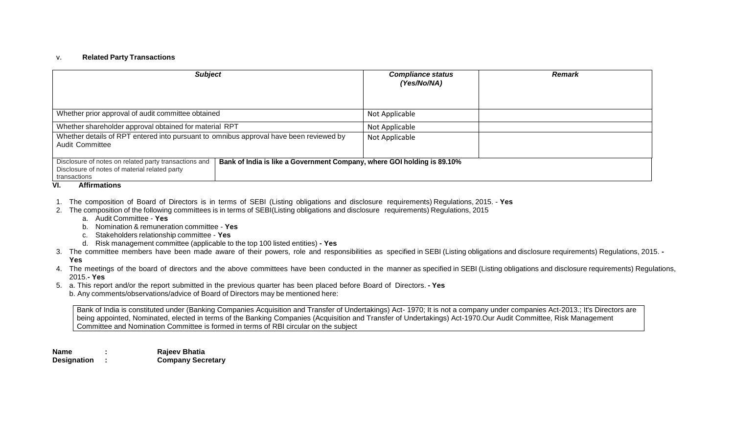v. **Related Party Transactions**

| *Subject* | *Compliance status (Yes/No/NA)* | *Remark* |
|---|---|---|
| Whether prior approval of audit committee obtained | Not Applicable | |
| Whether shareholder approval obtained for material RPT | Not Applicable | |
| Whether details of RPT entered into pursuant to omnibus approval have been reviewed by Audit Committee | Not Applicable | |
| Disclosure of notes on related party transactions and Disclosure of notes of material related party transactions | **Bank of India is like a Government Company, where GOI holding is 89.10%** | |

## VI. Affirmations

1. The composition of Board of Directors is in terms of SEBI (Listing obligations and disclosure requirements) Regulations, 2015. - **Yes**
2. The composition of the following committees is in terms of SEBI(Listing obligations and disclosure requirements) Regulations, 2015
   a. Audit Committee - **Yes**
   b. Nomination & remuneration committee - **Yes**
   c. Stakeholders relationship committee - **Yes**
   d. Risk management committee (applicable to the top 100 listed entities) **- Yes**
3. The committee members have been made aware of their powers, role and responsibilities as specified in SEBI (Listing obligations and disclosure requirements) Regulations, 2015. **- Yes**
4. The meetings of the board of directors and the above committees have been conducted in the manner as specified in SEBI (Listing obligations and disclosure requirements) Regulations, 2015.**- Yes**
5. a. This report and/or the report submitted in the previous quarter has been placed before Board of Directors. **- Yes**
   b. Any comments/observations/advice of Board of Directors may be mentioned here:

| Bank of India is constituted under (Banking Companies Acquisition and Transfer of Undertakings) Act- 1970; It is not a company under companies Act-2013.; It's Directors are being appointed, Nominated, elected in terms of the Banking Companies (Acquisition and Transfer of Undertakings) Act-1970.Our Audit Committee, Risk Management Committee and Nomination Committee is formed in terms of RBI circular on the subject |
|---|

**Name** : **Rajeev Bhatia**
**Designation** : **Company Secretary**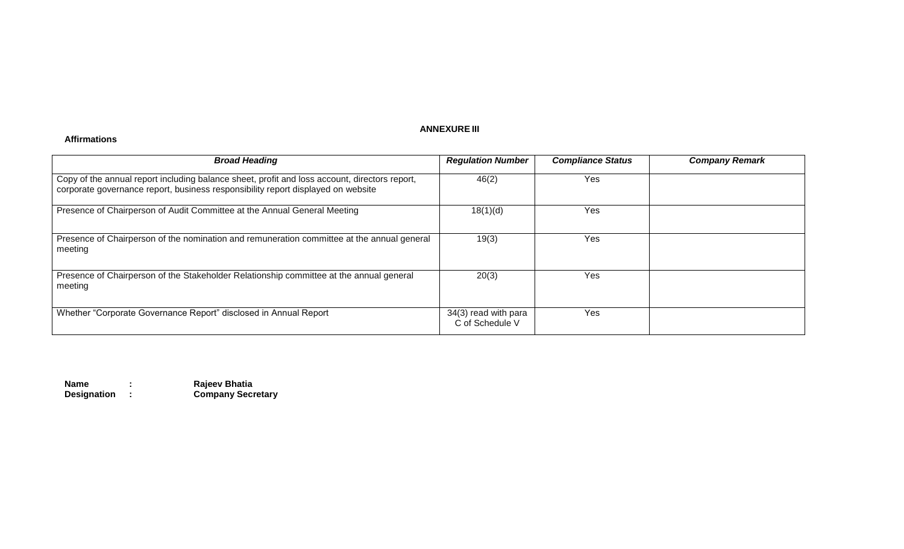## ANNEXURE III

**Affirmations**

| ***Broad Heading*** | ***Regulation Number*** | ***Compliance Status*** | ***Company Remark*** |
|---|---|---|---|
| Copy of the annual report including balance sheet, profit and loss account, directors report, corporate governance report, business responsibility report displayed on website | 46(2) | Yes | |
| Presence of Chairperson of Audit Committee at the Annual General Meeting | 18(1)(d) | Yes | |
| Presence of Chairperson of the nomination and remuneration committee at the annual general meeting | 19(3) | Yes | |
| Presence of Chairperson of the Stakeholder Relationship committee at the annual general meeting | 20(3) | Yes | |
| Whether "Corporate Governance Report" disclosed in Annual Report | 34(3) read with para C of Schedule V | Yes | |

**Name : Rajeev Bhatia**
**Designation : Company Secretary**